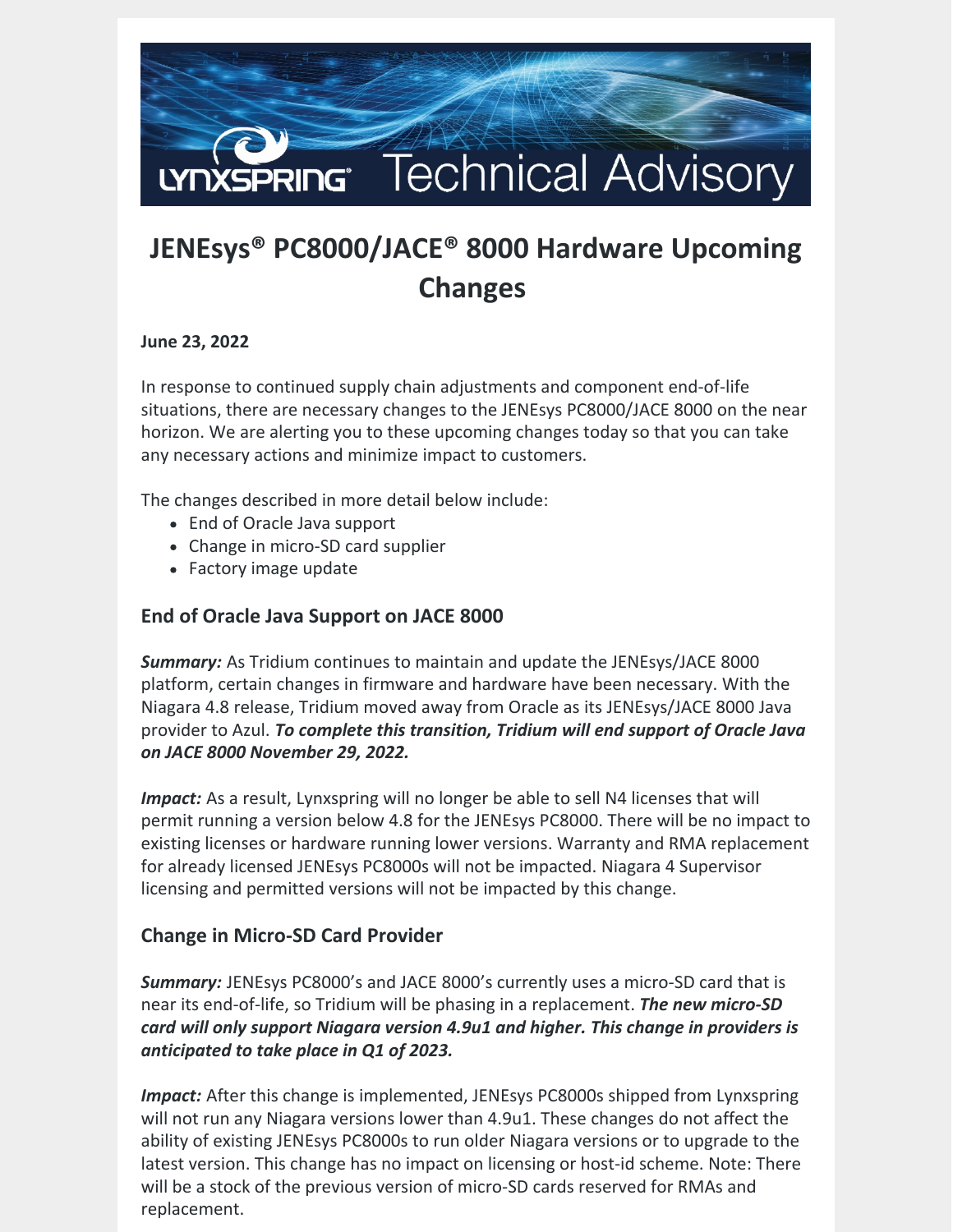LYNXSPRING® Technical Advisory

# JENEsys® PC8000/JACE® 8000 Hardware Upcoming Changes

**June 23, 2022**

In response to continued supply chain adjustments and component end-of-life situations, there are necessary changes to the JENEsys PC8000/JACE 8000 on the near horizon. We are alerting you to these upcoming changes today so that you can take any necessary actions and minimize impact to customers.

The changes described in more detail below include:

- End of Oracle Java support
- Change in micro-SD card supplier
- Factory image update

## End of Oracle Java Support on JACE 8000

***Summary:*** As Tridium continues to maintain and update the JENEsys/JACE 8000 platform, certain changes in firmware and hardware have been necessary. With the Niagara 4.8 release, Tridium moved away from Oracle as its JENEsys/JACE 8000 Java provider to Azul. ***To complete this transition, Tridium will end support of Oracle Java on JACE 8000 November 29, 2022.***

***Impact:*** As a result, Lynxspring will no longer be able to sell N4 licenses that will permit running a version below 4.8 for the JENEsys PC8000. There will be no impact to existing licenses or hardware running lower versions. Warranty and RMA replacement for already licensed JENEsys PC8000s will not be impacted. Niagara 4 Supervisor licensing and permitted versions will not be impacted by this change.

## Change in Micro-SD Card Provider

***Summary:*** JENEsys PC8000's and JACE 8000's currently uses a micro-SD card that is near its end-of-life, so Tridium will be phasing in a replacement. ***The new micro-SD card will only support Niagara version 4.9u1 and higher. This change in providers is anticipated to take place in Q1 of 2023.***

***Impact:*** After this change is implemented, JENEsys PC8000s shipped from Lynxspring will not run any Niagara versions lower than 4.9u1. These changes do not affect the ability of existing JENEsys PC8000s to run older Niagara versions or to upgrade to the latest version. This change has no impact on licensing or host-id scheme. Note: There will be a stock of the previous version of micro-SD cards reserved for RMAs and replacement.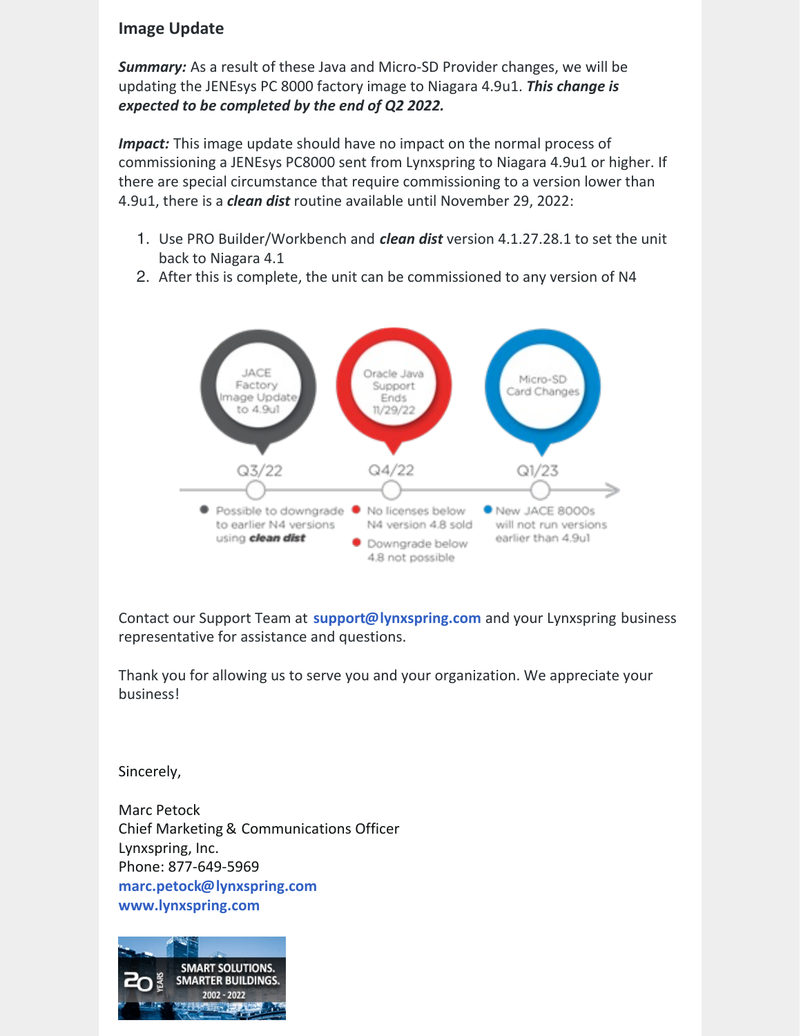## Image Update

***Summary:*** As a result of these Java and Micro-SD Provider changes, we will be updating the JENEsys PC 8000 factory image to Niagara 4.9u1. ***This change is expected to be completed by the end of Q2 2022.***

***Impact:*** This image update should have no impact on the normal process of commissioning a JENEsys PC8000 sent from Lynxspring to Niagara 4.9u1 or higher. If there are special circumstance that require commissioning to a version lower than 4.9u1, there is a ***clean dist*** routine available until November 29, 2022:

1. Use PRO Builder/Workbench and ***clean dist*** version 4.1.27.28.1 to set the unit back to Niagara 4.1
2. After this is complete, the unit can be commissioned to any version of N4

JACE Factory Image Update to 4.9u1 — Q3/22
- Possible to downgrade to earlier N4 versions using ***clean dist***

Oracle Java Support Ends 11/29/22 — Q4/22
- No licenses below N4 version 4.8 sold
- Downgrade below 4.8 not possible

Micro-SD Card Changes — Q1/23
- New JACE 8000s will not run versions earlier than 4.9u1

Contact our Support Team at **support@lynxspring.com** and your Lynxspring business representative for assistance and questions.

Thank you for allowing us to serve you and your organization. We appreciate your business!

Sincerely,

Marc Petock
Chief Marketing & Communications Officer
Lynxspring, Inc.
Phone: 877-649-5969
**marc.petock@lynxspring.com**
**www.lynxspring.com**

20 YEARS SMART SOLUTIONS. SMARTER BUILDINGS. 2002 - 2022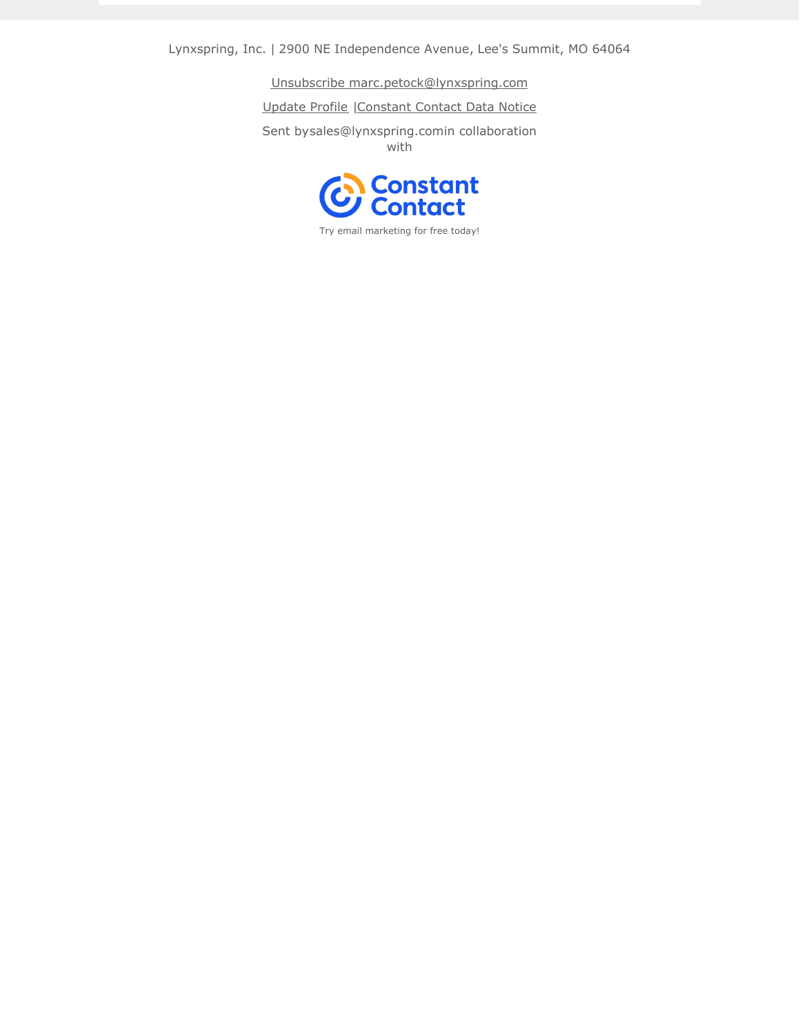Lynxspring, Inc. | 2900 NE Independence Avenue, Lee's Summit, MO 64064

Unsubscribe marc.petock@lynxspring.com

Update Profile |Constant Contact Data Notice

Sent bysales@lynxspring.comin collaboration with

Constant Contact

Try email marketing for free today!